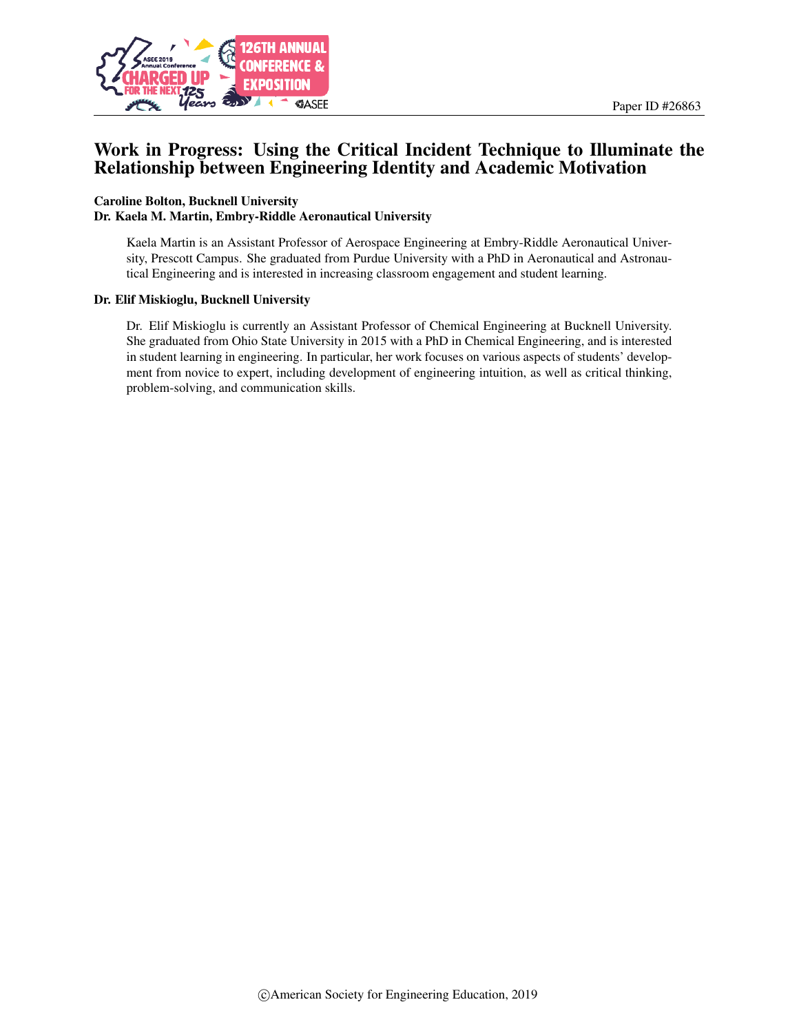Paper ID #26863

# Work in Progress: Using the Critical Incident Technique to Illuminate the Relationship between Engineering Identity and Academic Motivation

**Caroline Bolton, Bucknell University**

**Dr. Kaela M. Martin, Embry-Riddle Aeronautical University**

Kaela Martin is an Assistant Professor of Aerospace Engineering at Embry-Riddle Aeronautical University, Prescott Campus. She graduated from Purdue University with a PhD in Aeronautical and Astronautical Engineering and is interested in increasing classroom engagement and student learning.

**Dr. Elif Miskioglu, Bucknell University**

Dr. Elif Miskioglu is currently an Assistant Professor of Chemical Engineering at Bucknell University. She graduated from Ohio State University in 2015 with a PhD in Chemical Engineering, and is interested in student learning in engineering. In particular, her work focuses on various aspects of students' development from novice to expert, including development of engineering intuition, as well as critical thinking, problem-solving, and communication skills.

©American Society for Engineering Education, 2019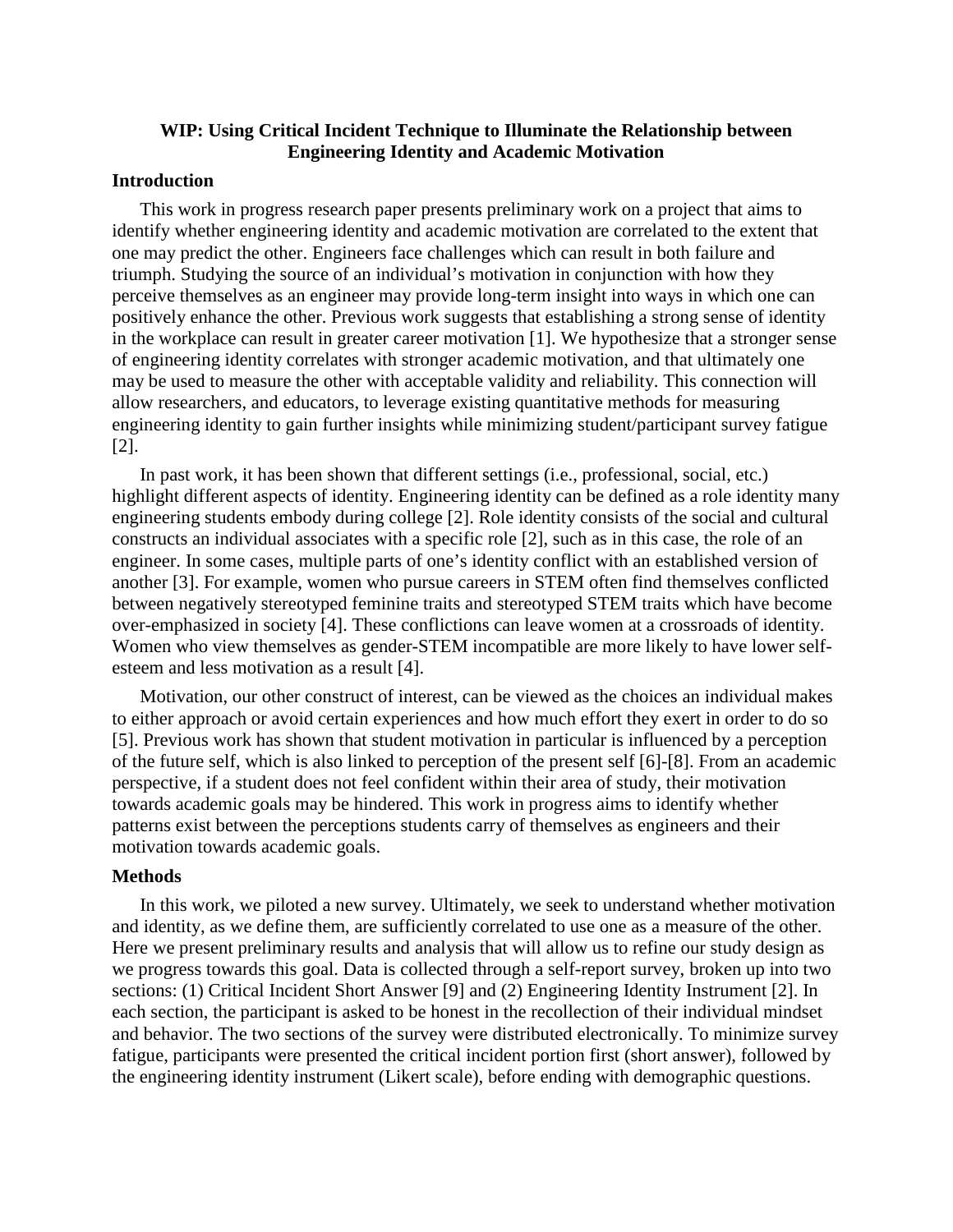**WIP: Using Critical Incident Technique to Illuminate the Relationship between Engineering Identity and Academic Motivation**

## Introduction

This work in progress research paper presents preliminary work on a project that aims to identify whether engineering identity and academic motivation are correlated to the extent that one may predict the other. Engineers face challenges which can result in both failure and triumph. Studying the source of an individual's motivation in conjunction with how they perceive themselves as an engineer may provide long-term insight into ways in which one can positively enhance the other. Previous work suggests that establishing a strong sense of identity in the workplace can result in greater career motivation [1]. We hypothesize that a stronger sense of engineering identity correlates with stronger academic motivation, and that ultimately one may be used to measure the other with acceptable validity and reliability. This connection will allow researchers, and educators, to leverage existing quantitative methods for measuring engineering identity to gain further insights while minimizing student/participant survey fatigue [2].

In past work, it has been shown that different settings (i.e., professional, social, etc.) highlight different aspects of identity. Engineering identity can be defined as a role identity many engineering students embody during college [2]. Role identity consists of the social and cultural constructs an individual associates with a specific role [2], such as in this case, the role of an engineer. In some cases, multiple parts of one's identity conflict with an established version of another [3]. For example, women who pursue careers in STEM often find themselves conflicted between negatively stereotyped feminine traits and stereotyped STEM traits which have become over-emphasized in society [4]. These conflictions can leave women at a crossroads of identity. Women who view themselves as gender-STEM incompatible are more likely to have lower self-esteem and less motivation as a result [4].

Motivation, our other construct of interest, can be viewed as the choices an individual makes to either approach or avoid certain experiences and how much effort they exert in order to do so [5]. Previous work has shown that student motivation in particular is influenced by a perception of the future self, which is also linked to perception of the present self [6]-[8]. From an academic perspective, if a student does not feel confident within their area of study, their motivation towards academic goals may be hindered. This work in progress aims to identify whether patterns exist between the perceptions students carry of themselves as engineers and their motivation towards academic goals.

## Methods

In this work, we piloted a new survey. Ultimately, we seek to understand whether motivation and identity, as we define them, are sufficiently correlated to use one as a measure of the other. Here we present preliminary results and analysis that will allow us to refine our study design as we progress towards this goal. Data is collected through a self-report survey, broken up into two sections: (1) Critical Incident Short Answer [9] and (2) Engineering Identity Instrument [2]. In each section, the participant is asked to be honest in the recollection of their individual mindset and behavior. The two sections of the survey were distributed electronically. To minimize survey fatigue, participants were presented the critical incident portion first (short answer), followed by the engineering identity instrument (Likert scale), before ending with demographic questions.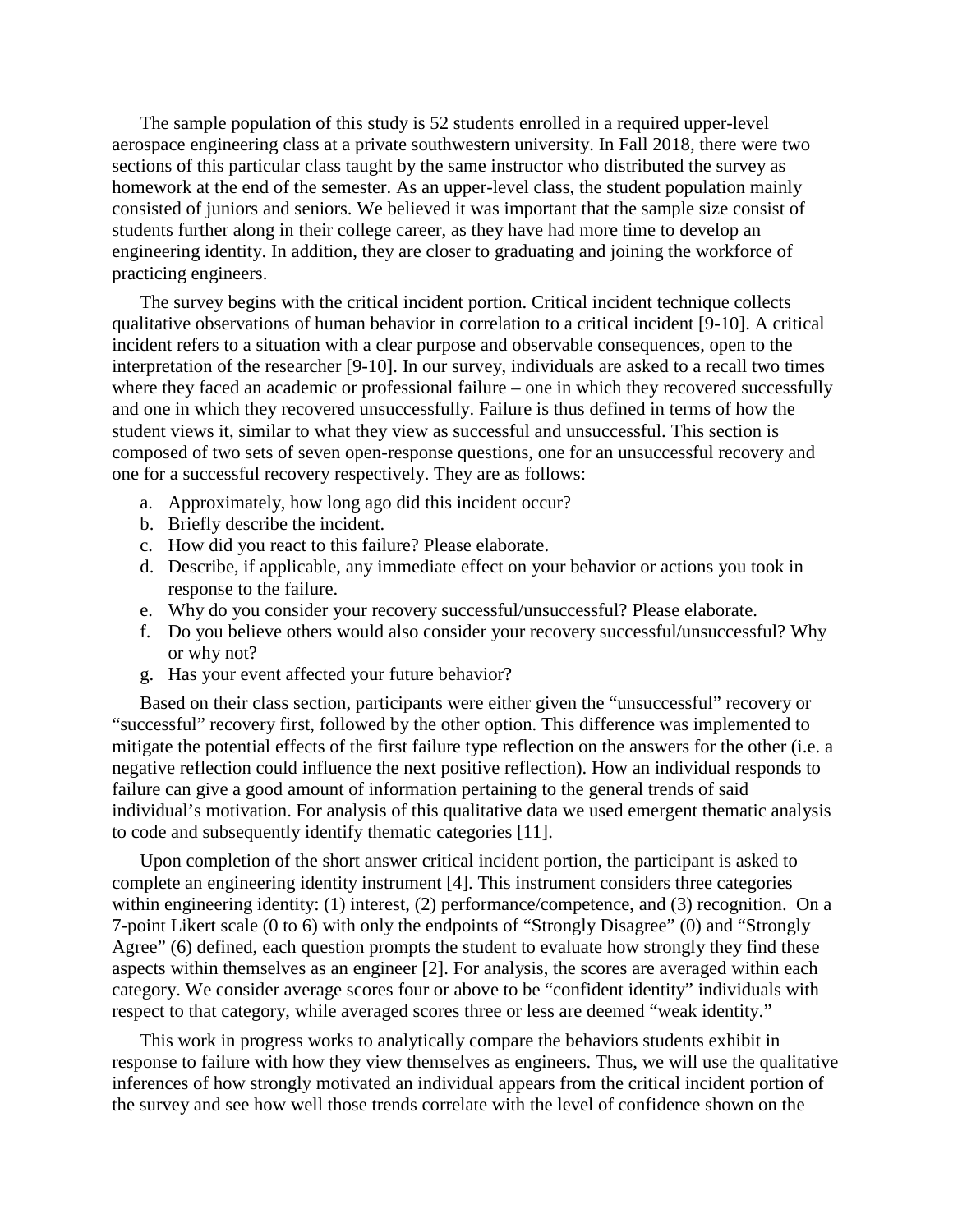The sample population of this study is 52 students enrolled in a required upper-level aerospace engineering class at a private southwestern university. In Fall 2018, there were two sections of this particular class taught by the same instructor who distributed the survey as homework at the end of the semester. As an upper-level class, the student population mainly consisted of juniors and seniors. We believed it was important that the sample size consist of students further along in their college career, as they have had more time to develop an engineering identity. In addition, they are closer to graduating and joining the workforce of practicing engineers.

The survey begins with the critical incident portion. Critical incident technique collects qualitative observations of human behavior in correlation to a critical incident [9-10]. A critical incident refers to a situation with a clear purpose and observable consequences, open to the interpretation of the researcher [9-10]. In our survey, individuals are asked to a recall two times where they faced an academic or professional failure – one in which they recovered successfully and one in which they recovered unsuccessfully. Failure is thus defined in terms of how the student views it, similar to what they view as successful and unsuccessful. This section is composed of two sets of seven open-response questions, one for an unsuccessful recovery and one for a successful recovery respectively. They are as follows:

a. Approximately, how long ago did this incident occur?
b. Briefly describe the incident.
c. How did you react to this failure? Please elaborate.
d. Describe, if applicable, any immediate effect on your behavior or actions you took in response to the failure.
e. Why do you consider your recovery successful/unsuccessful? Please elaborate.
f. Do you believe others would also consider your recovery successful/unsuccessful? Why or why not?
g. Has your event affected your future behavior?

Based on their class section, participants were either given the "unsuccessful" recovery or "successful" recovery first, followed by the other option. This difference was implemented to mitigate the potential effects of the first failure type reflection on the answers for the other (i.e. a negative reflection could influence the next positive reflection). How an individual responds to failure can give a good amount of information pertaining to the general trends of said individual's motivation. For analysis of this qualitative data we used emergent thematic analysis to code and subsequently identify thematic categories [11].

Upon completion of the short answer critical incident portion, the participant is asked to complete an engineering identity instrument [4]. This instrument considers three categories within engineering identity: (1) interest, (2) performance/competence, and (3) recognition. On a 7-point Likert scale (0 to 6) with only the endpoints of "Strongly Disagree" (0) and "Strongly Agree" (6) defined, each question prompts the student to evaluate how strongly they find these aspects within themselves as an engineer [2]. For analysis, the scores are averaged within each category. We consider average scores four or above to be "confident identity" individuals with respect to that category, while averaged scores three or less are deemed "weak identity."

This work in progress works to analytically compare the behaviors students exhibit in response to failure with how they view themselves as engineers. Thus, we will use the qualitative inferences of how strongly motivated an individual appears from the critical incident portion of the survey and see how well those trends correlate with the level of confidence shown on the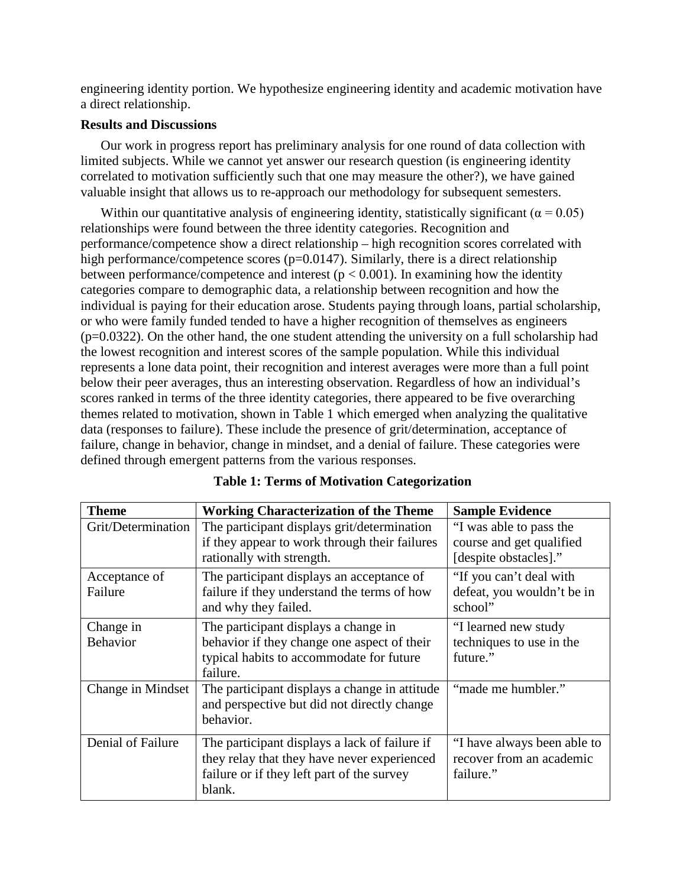engineering identity portion. We hypothesize engineering identity and academic motivation have a direct relationship.

**Results and Discussions**

Our work in progress report has preliminary analysis for one round of data collection with limited subjects. While we cannot yet answer our research question (is engineering identity correlated to motivation sufficiently such that one may measure the other?), we have gained valuable insight that allows us to re-approach our methodology for subsequent semesters.

Within our quantitative analysis of engineering identity, statistically significant ($\alpha = 0.05$) relationships were found between the three identity categories. Recognition and performance/competence show a direct relationship – high recognition scores correlated with high performance/competence scores ($p=0.0147$). Similarly, there is a direct relationship between performance/competence and interest ($p < 0.001$). In examining how the identity categories compare to demographic data, a relationship between recognition and how the individual is paying for their education arose. Students paying through loans, partial scholarship, or who were family funded tended to have a higher recognition of themselves as engineers ($p=0.0322$). On the other hand, the one student attending the university on a full scholarship had the lowest recognition and interest scores of the sample population. While this individual represents a lone data point, their recognition and interest averages were more than a full point below their peer averages, thus an interesting observation. Regardless of how an individual's scores ranked in terms of the three identity categories, there appeared to be five overarching themes related to motivation, shown in Table 1 which emerged when analyzing the qualitative data (responses to failure). These include the presence of grit/determination, acceptance of failure, change in behavior, change in mindset, and a denial of failure. These categories were defined through emergent patterns from the various responses.

**Table 1: Terms of Motivation Categorization**

| Theme | Working Characterization of the Theme | Sample Evidence |
|---|---|---|
| Grit/Determination | The participant displays grit/determination if they appear to work through their failures rationally with strength. | "I was able to pass the course and get qualified [despite obstacles]." |
| Acceptance of Failure | The participant displays an acceptance of failure if they understand the terms of how and why they failed. | "If you can't deal with defeat, you wouldn't be in school" |
| Change in Behavior | The participant displays a change in behavior if they change one aspect of their typical habits to accommodate for future failure. | "I learned new study techniques to use in the future." |
| Change in Mindset | The participant displays a change in attitude and perspective but did not directly change behavior. | "made me humbler." |
| Denial of Failure | The participant displays a lack of failure if they relay that they have never experienced failure or if they left part of the survey blank. | "I have always been able to recover from an academic failure." |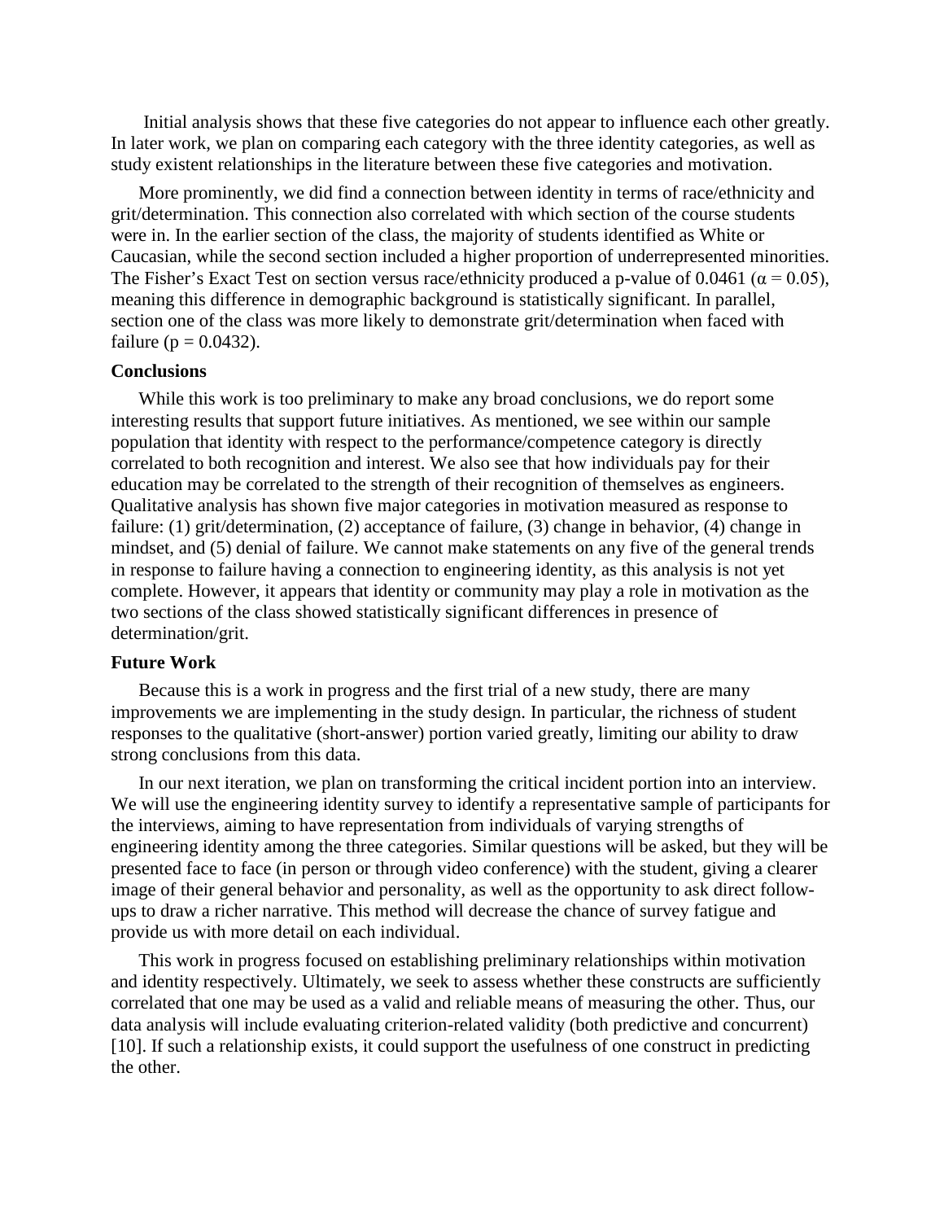Initial analysis shows that these five categories do not appear to influence each other greatly. In later work, we plan on comparing each category with the three identity categories, as well as study existent relationships in the literature between these five categories and motivation.

More prominently, we did find a connection between identity in terms of race/ethnicity and grit/determination. This connection also correlated with which section of the course students were in. In the earlier section of the class, the majority of students identified as White or Caucasian, while the second section included a higher proportion of underrepresented minorities. The Fisher's Exact Test on section versus race/ethnicity produced a p-value of 0.0461 ($\alpha = 0.05$), meaning this difference in demographic background is statistically significant. In parallel, section one of the class was more likely to demonstrate grit/determination when faced with failure ($p = 0.0432$).

### Conclusions

While this work is too preliminary to make any broad conclusions, we do report some interesting results that support future initiatives. As mentioned, we see within our sample population that identity with respect to the performance/competence category is directly correlated to both recognition and interest. We also see that how individuals pay for their education may be correlated to the strength of their recognition of themselves as engineers. Qualitative analysis has shown five major categories in motivation measured as response to failure: (1) grit/determination, (2) acceptance of failure, (3) change in behavior, (4) change in mindset, and (5) denial of failure. We cannot make statements on any five of the general trends in response to failure having a connection to engineering identity, as this analysis is not yet complete. However, it appears that identity or community may play a role in motivation as the two sections of the class showed statistically significant differences in presence of determination/grit.

### Future Work

Because this is a work in progress and the first trial of a new study, there are many improvements we are implementing in the study design. In particular, the richness of student responses to the qualitative (short-answer) portion varied greatly, limiting our ability to draw strong conclusions from this data.

In our next iteration, we plan on transforming the critical incident portion into an interview. We will use the engineering identity survey to identify a representative sample of participants for the interviews, aiming to have representation from individuals of varying strengths of engineering identity among the three categories. Similar questions will be asked, but they will be presented face to face (in person or through video conference) with the student, giving a clearer image of their general behavior and personality, as well as the opportunity to ask direct follow-ups to draw a richer narrative. This method will decrease the chance of survey fatigue and provide us with more detail on each individual.

This work in progress focused on establishing preliminary relationships within motivation and identity respectively. Ultimately, we seek to assess whether these constructs are sufficiently correlated that one may be used as a valid and reliable means of measuring the other. Thus, our data analysis will include evaluating criterion-related validity (both predictive and concurrent) [10]. If such a relationship exists, it could support the usefulness of one construct in predicting the other.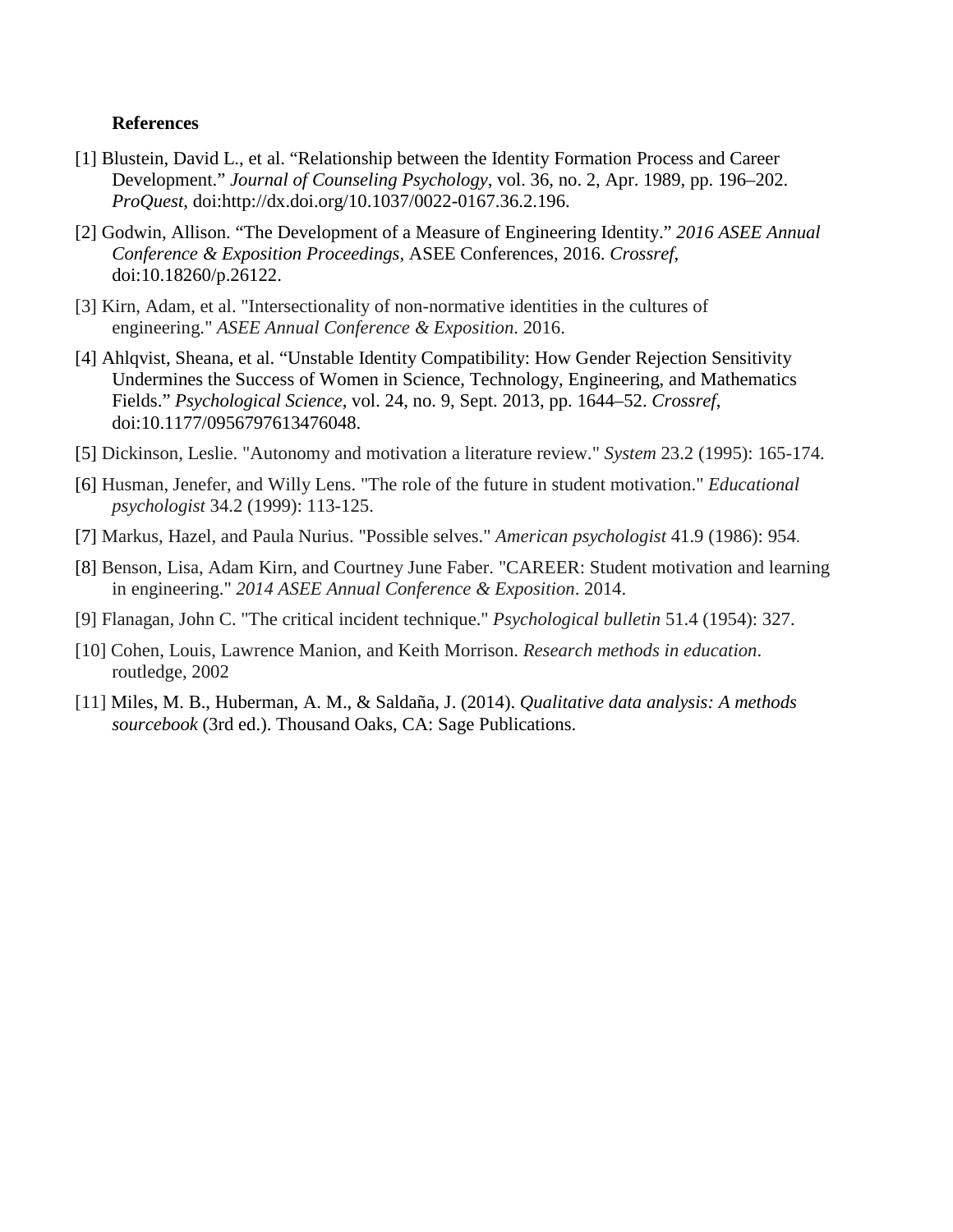**References**

[1] Blustein, David L., et al. “Relationship between the Identity Formation Process and Career Development.” *Journal of Counseling Psychology*, vol. 36, no. 2, Apr. 1989, pp. 196–202. *ProQuest*, doi:http://dx.doi.org/10.1037/0022-0167.36.2.196.

[2] Godwin, Allison. “The Development of a Measure of Engineering Identity.” *2016 ASEE Annual Conference & Exposition Proceedings*, ASEE Conferences, 2016. *Crossref*, doi:10.18260/p.26122.

[3] Kirn, Adam, et al. "Intersectionality of non-normative identities in the cultures of engineering." *ASEE Annual Conference & Exposition*. 2016.

[4] Ahlqvist, Sheana, et al. “Unstable Identity Compatibility: How Gender Rejection Sensitivity Undermines the Success of Women in Science, Technology, Engineering, and Mathematics Fields.” *Psychological Science*, vol. 24, no. 9, Sept. 2013, pp. 1644–52. *Crossref*, doi:10.1177/0956797613476048.

[5] Dickinson, Leslie. "Autonomy and motivation a literature review." *System* 23.2 (1995): 165-174.

[6] Husman, Jenefer, and Willy Lens. "The role of the future in student motivation." *Educational psychologist* 34.2 (1999): 113-125.

[7] Markus, Hazel, and Paula Nurius. "Possible selves." *American psychologist* 41.9 (1986): 954.

[8] Benson, Lisa, Adam Kirn, and Courtney June Faber. "CAREER: Student motivation and learning in engineering." *2014 ASEE Annual Conference & Exposition*. 2014.

[9] Flanagan, John C. "The critical incident technique." *Psychological bulletin* 51.4 (1954): 327.

[10] Cohen, Louis, Lawrence Manion, and Keith Morrison. *Research methods in education*. routledge, 2002

[11] Miles, M. B., Huberman, A. M., & Saldaña, J. (2014). *Qualitative data analysis: A methods sourcebook* (3rd ed.). Thousand Oaks, CA: Sage Publications.